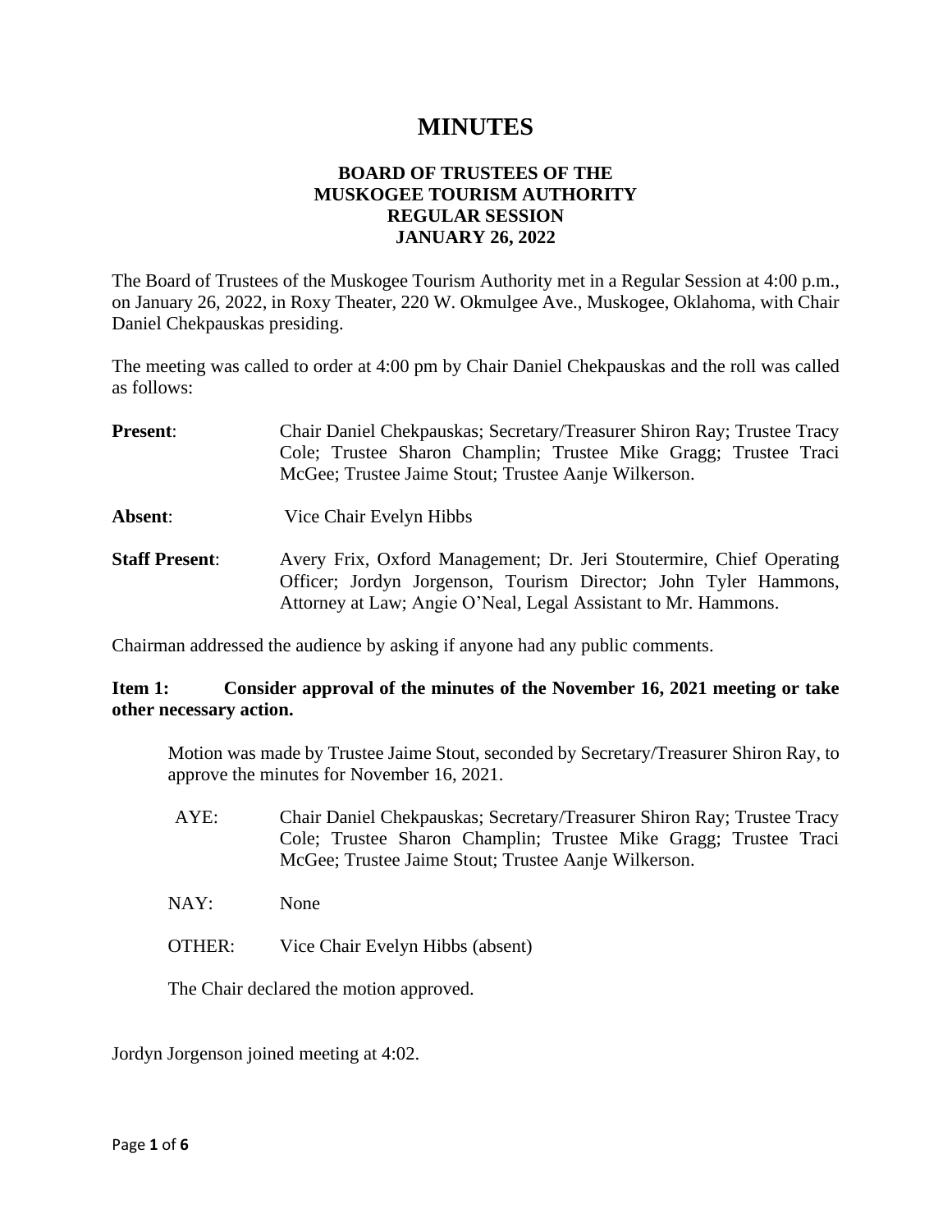# MINUTES

## BOARD OF TRUSTEES OF THE MUSKOGEE TOURISM AUTHORITY REGULAR SESSION JANUARY 26, 2022

The Board of Trustees of the Muskogee Tourism Authority met in a Regular Session at 4:00 p.m., on January 26, 2022, in Roxy Theater, 220 W. Okmulgee Ave., Muskogee, Oklahoma, with Chair Daniel Chekpauskas presiding.

The meeting was called to order at 4:00 pm by Chair Daniel Chekpauskas and the roll was called as follows:

**Present**: Chair Daniel Chekpauskas; Secretary/Treasurer Shiron Ray; Trustee Tracy Cole; Trustee Sharon Champlin; Trustee Mike Gragg; Trustee Traci McGee; Trustee Jaime Stout; Trustee Aanje Wilkerson.

**Absent**: Vice Chair Evelyn Hibbs

**Staff Present**: Avery Frix, Oxford Management; Dr. Jeri Stoutermire, Chief Operating Officer; Jordyn Jorgenson, Tourism Director; John Tyler Hammons, Attorney at Law; Angie O'Neal, Legal Assistant to Mr. Hammons.

Chairman addressed the audience by asking if anyone had any public comments.

**Item 1: Consider approval of the minutes of the November 16, 2021 meeting or take other necessary action.**

Motion was made by Trustee Jaime Stout, seconded by Secretary/Treasurer Shiron Ray, to approve the minutes for November 16, 2021.

AYE: Chair Daniel Chekpauskas; Secretary/Treasurer Shiron Ray; Trustee Tracy Cole; Trustee Sharon Champlin; Trustee Mike Gragg; Trustee Traci McGee; Trustee Jaime Stout; Trustee Aanje Wilkerson.

NAY: None

OTHER: Vice Chair Evelyn Hibbs (absent)

The Chair declared the motion approved.

Jordyn Jorgenson joined meeting at 4:02.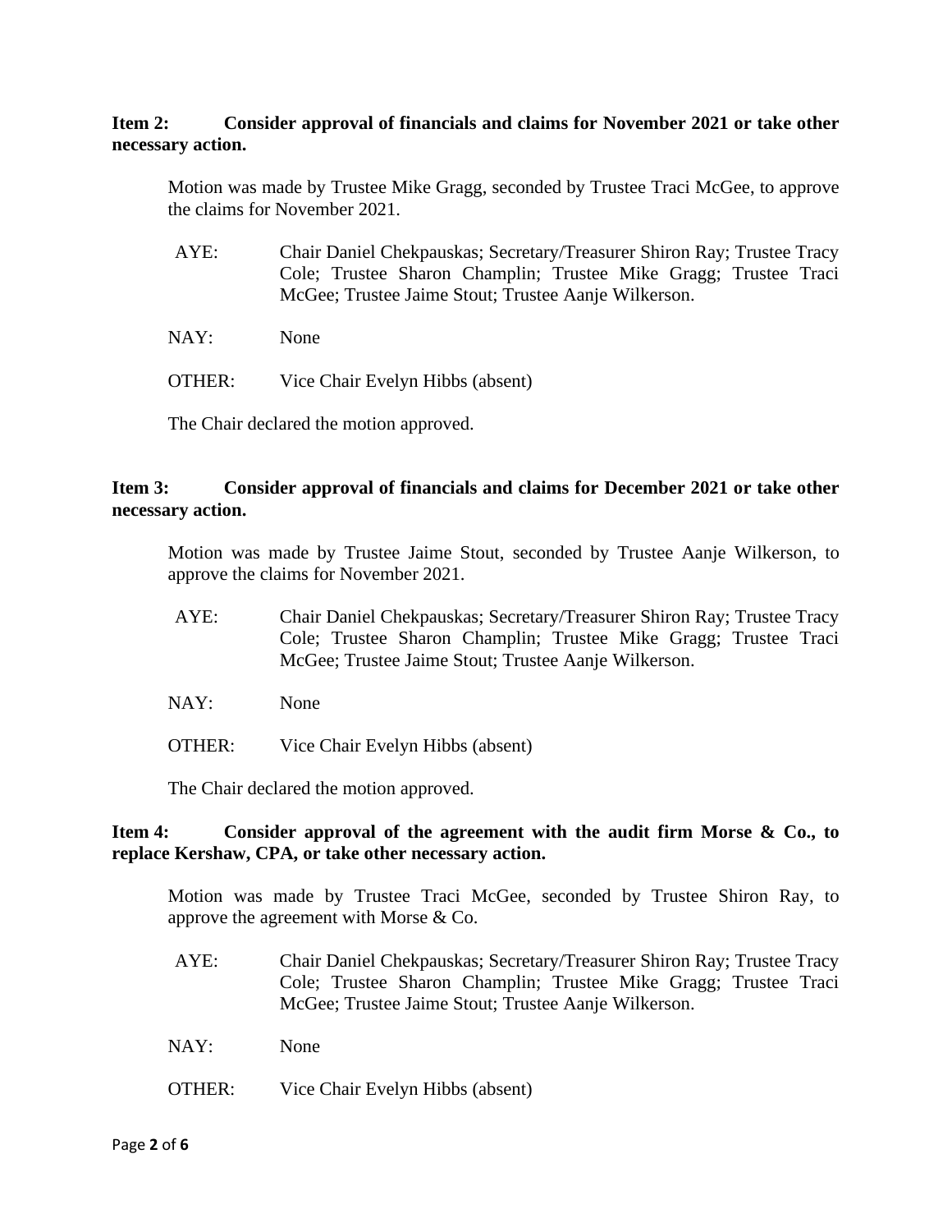**Item 2: Consider approval of financials and claims for November 2021 or take other necessary action.**

Motion was made by Trustee Mike Gragg, seconded by Trustee Traci McGee, to approve the claims for November 2021.

AYE: Chair Daniel Chekpauskas; Secretary/Treasurer Shiron Ray; Trustee Tracy Cole; Trustee Sharon Champlin; Trustee Mike Gragg; Trustee Traci McGee; Trustee Jaime Stout; Trustee Aanje Wilkerson.

NAY: None

OTHER: Vice Chair Evelyn Hibbs (absent)

The Chair declared the motion approved.

**Item 3: Consider approval of financials and claims for December 2021 or take other necessary action.**

Motion was made by Trustee Jaime Stout, seconded by Trustee Aanje Wilkerson, to approve the claims for November 2021.

AYE: Chair Daniel Chekpauskas; Secretary/Treasurer Shiron Ray; Trustee Tracy Cole; Trustee Sharon Champlin; Trustee Mike Gragg; Trustee Traci McGee; Trustee Jaime Stout; Trustee Aanje Wilkerson.

NAY: None

OTHER: Vice Chair Evelyn Hibbs (absent)

The Chair declared the motion approved.

**Item 4: Consider approval of the agreement with the audit firm Morse & Co., to replace Kershaw, CPA, or take other necessary action.**

Motion was made by Trustee Traci McGee, seconded by Trustee Shiron Ray, to approve the agreement with Morse & Co.

AYE: Chair Daniel Chekpauskas; Secretary/Treasurer Shiron Ray; Trustee Tracy Cole; Trustee Sharon Champlin; Trustee Mike Gragg; Trustee Traci McGee; Trustee Jaime Stout; Trustee Aanje Wilkerson.

NAY: None

OTHER: Vice Chair Evelyn Hibbs (absent)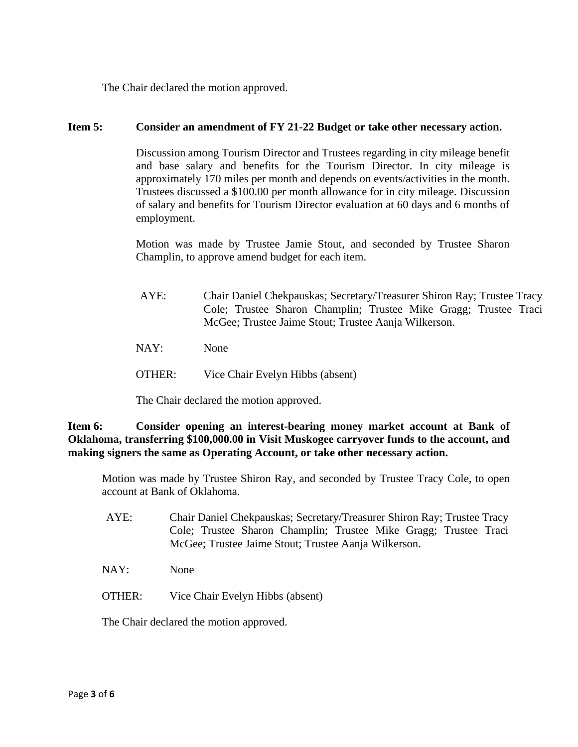The Chair declared the motion approved.

**Item 5: Consider an amendment of FY 21-22 Budget or take other necessary action.**

Discussion among Tourism Director and Trustees regarding in city mileage benefit and base salary and benefits for the Tourism Director. In city mileage is approximately 170 miles per month and depends on events/activities in the month. Trustees discussed a $100.00 per month allowance for in city mileage. Discussion of salary and benefits for Tourism Director evaluation at 60 days and 6 months of employment.

Motion was made by Trustee Jamie Stout, and seconded by Trustee Sharon Champlin, to approve amend budget for each item.

AYE: Chair Daniel Chekpauskas; Secretary/Treasurer Shiron Ray; Trustee Tracy Cole; Trustee Sharon Champlin; Trustee Mike Gragg; Trustee Traci McGee; Trustee Jaime Stout; Trustee Aanja Wilkerson.

NAY: None

OTHER: Vice Chair Evelyn Hibbs (absent)

The Chair declared the motion approved.

**Item 6: Consider opening an interest-bearing money market account at Bank of Oklahoma, transferring $100,000.00 in Visit Muskogee carryover funds to the account, and making signers the same as Operating Account, or take other necessary action.**

Motion was made by Trustee Shiron Ray, and seconded by Trustee Tracy Cole, to open account at Bank of Oklahoma.

AYE: Chair Daniel Chekpauskas; Secretary/Treasurer Shiron Ray; Trustee Tracy Cole; Trustee Sharon Champlin; Trustee Mike Gragg; Trustee Traci McGee; Trustee Jaime Stout; Trustee Aanja Wilkerson.

NAY: None

OTHER: Vice Chair Evelyn Hibbs (absent)

The Chair declared the motion approved.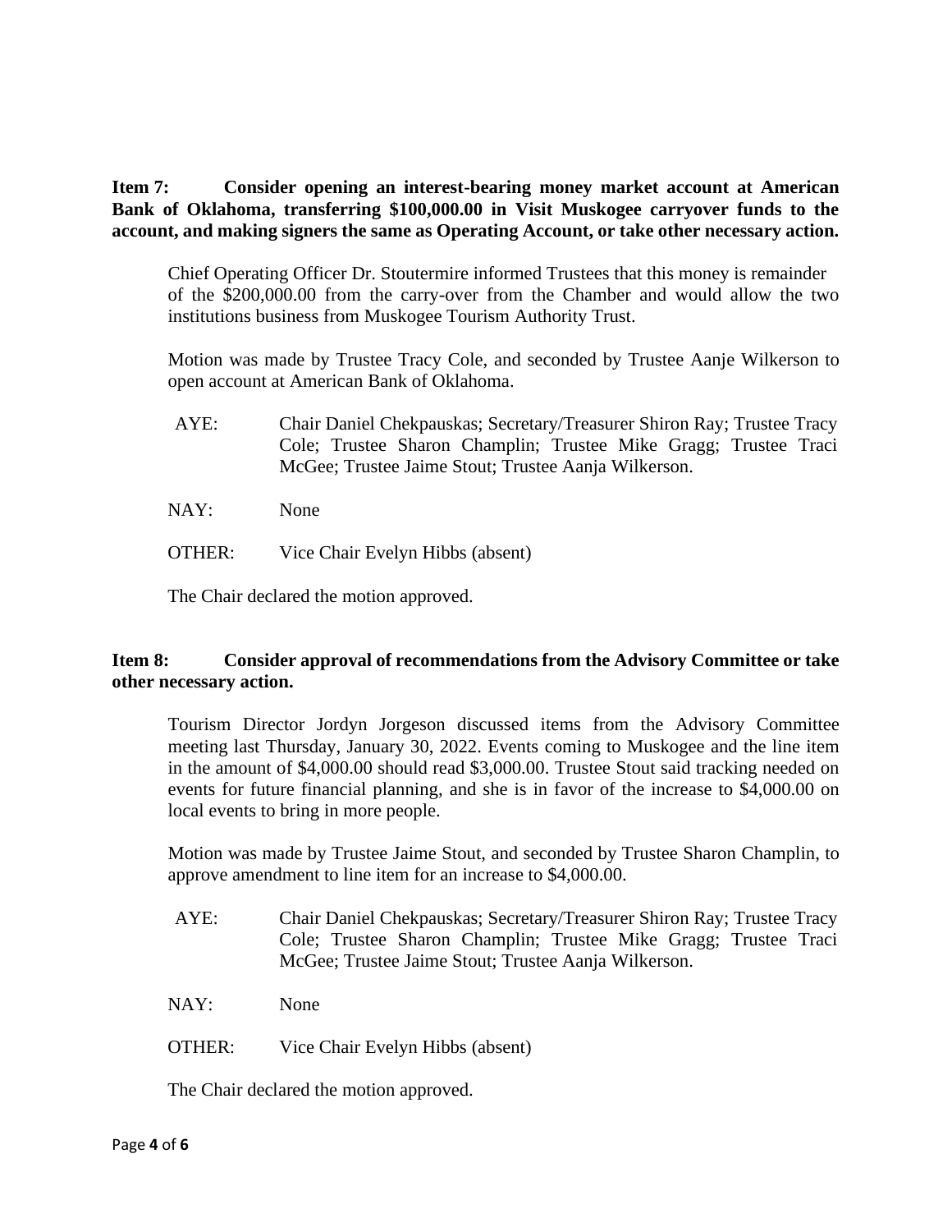**Item 7: Consider opening an interest-bearing money market account at American Bank of Oklahoma, transferring $100,000.00 in Visit Muskogee carryover funds to the account, and making signers the same as Operating Account, or take other necessary action.**

Chief Operating Officer Dr. Stoutermire informed Trustees that this money is remainder of the $200,000.00 from the carry-over from the Chamber and would allow the two institutions business from Muskogee Tourism Authority Trust.

Motion was made by Trustee Tracy Cole, and seconded by Trustee Aanje Wilkerson to open account at American Bank of Oklahoma.

AYE: Chair Daniel Chekpauskas; Secretary/Treasurer Shiron Ray; Trustee Tracy Cole; Trustee Sharon Champlin; Trustee Mike Gragg; Trustee Traci McGee; Trustee Jaime Stout; Trustee Aanja Wilkerson.

NAY: None

OTHER: Vice Chair Evelyn Hibbs (absent)

The Chair declared the motion approved.

**Item 8: Consider approval of recommendations from the Advisory Committee or take other necessary action.**

Tourism Director Jordyn Jorgeson discussed items from the Advisory Committee meeting last Thursday, January 30, 2022. Events coming to Muskogee and the line item in the amount of $4,000.00 should read $3,000.00. Trustee Stout said tracking needed on events for future financial planning, and she is in favor of the increase to $4,000.00 on local events to bring in more people.

Motion was made by Trustee Jaime Stout, and seconded by Trustee Sharon Champlin, to approve amendment to line item for an increase to $4,000.00.

AYE: Chair Daniel Chekpauskas; Secretary/Treasurer Shiron Ray; Trustee Tracy Cole; Trustee Sharon Champlin; Trustee Mike Gragg; Trustee Traci McGee; Trustee Jaime Stout; Trustee Aanja Wilkerson.

NAY: None

OTHER: Vice Chair Evelyn Hibbs (absent)

The Chair declared the motion approved.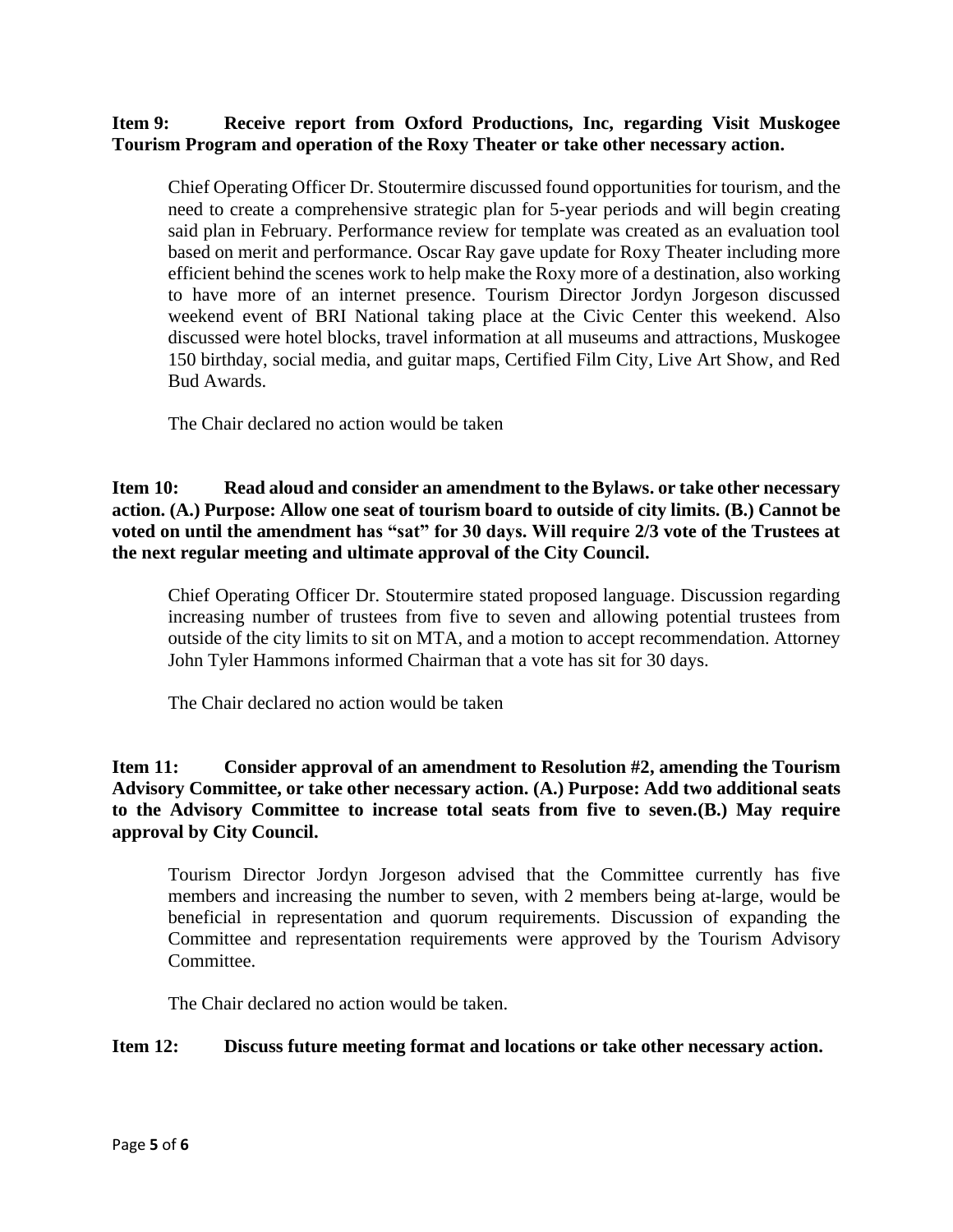**Item 9: Receive report from Oxford Productions, Inc, regarding Visit Muskogee Tourism Program and operation of the Roxy Theater or take other necessary action.**

Chief Operating Officer Dr. Stoutermire discussed found opportunities for tourism, and the need to create a comprehensive strategic plan for 5-year periods and will begin creating said plan in February. Performance review for template was created as an evaluation tool based on merit and performance. Oscar Ray gave update for Roxy Theater including more efficient behind the scenes work to help make the Roxy more of a destination, also working to have more of an internet presence. Tourism Director Jordyn Jorgeson discussed weekend event of BRI National taking place at the Civic Center this weekend. Also discussed were hotel blocks, travel information at all museums and attractions, Muskogee 150 birthday, social media, and guitar maps, Certified Film City, Live Art Show, and Red Bud Awards.

The Chair declared no action would be taken

**Item 10: Read aloud and consider an amendment to the Bylaws. or take other necessary action. (A.) Purpose: Allow one seat of tourism board to outside of city limits. (B.) Cannot be voted on until the amendment has "sat" for 30 days. Will require 2/3 vote of the Trustees at the next regular meeting and ultimate approval of the City Council.**

Chief Operating Officer Dr. Stoutermire stated proposed language. Discussion regarding increasing number of trustees from five to seven and allowing potential trustees from outside of the city limits to sit on MTA, and a motion to accept recommendation. Attorney John Tyler Hammons informed Chairman that a vote has sit for 30 days.

The Chair declared no action would be taken

**Item 11: Consider approval of an amendment to Resolution #2, amending the Tourism Advisory Committee, or take other necessary action. (A.) Purpose: Add two additional seats to the Advisory Committee to increase total seats from five to seven.(B.) May require approval by City Council.**

Tourism Director Jordyn Jorgeson advised that the Committee currently has five members and increasing the number to seven, with 2 members being at-large, would be beneficial in representation and quorum requirements. Discussion of expanding the Committee and representation requirements were approved by the Tourism Advisory Committee.

The Chair declared no action would be taken.

**Item 12: Discuss future meeting format and locations or take other necessary action.**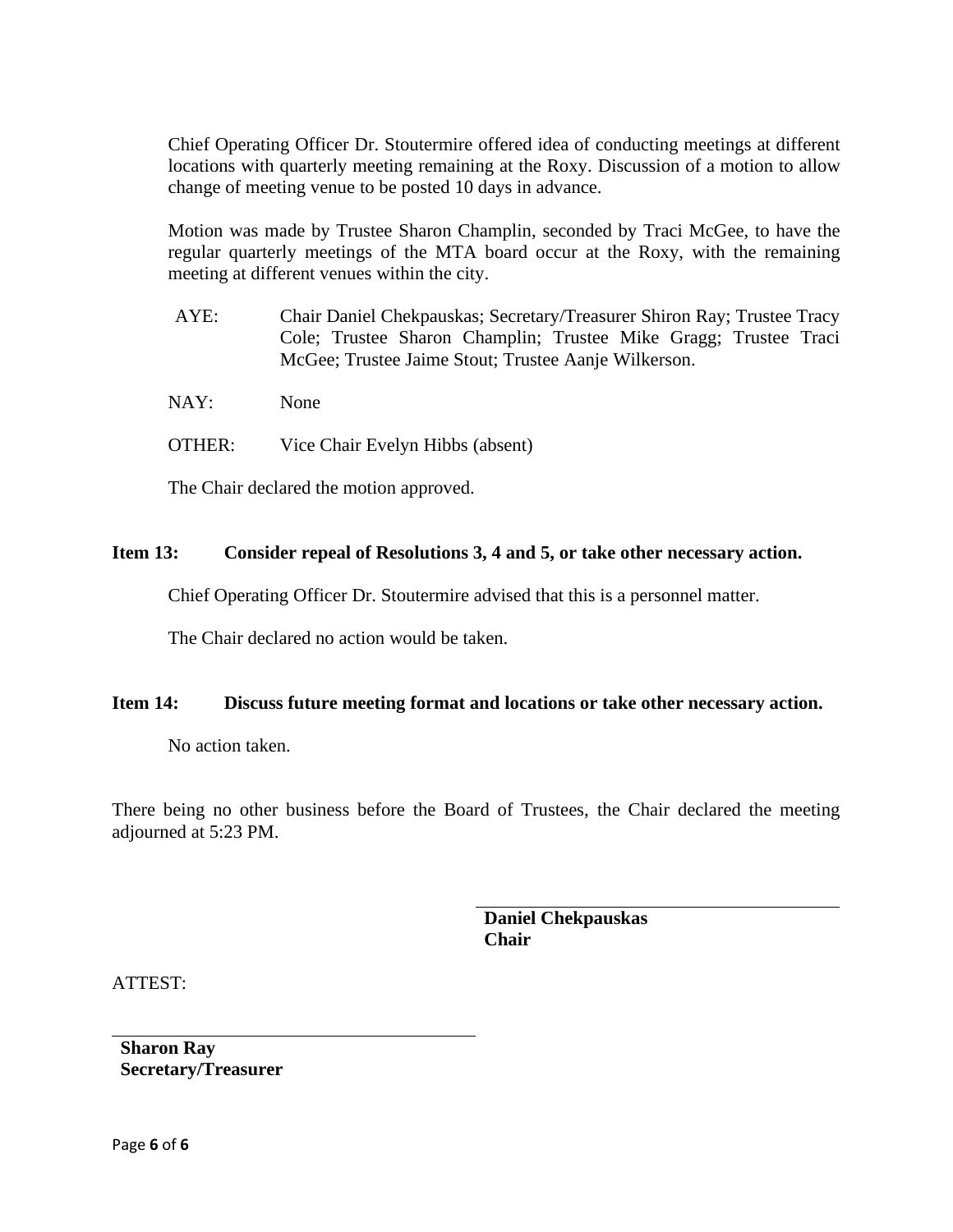Chief Operating Officer Dr. Stoutermire offered idea of conducting meetings at different locations with quarterly meeting remaining at the Roxy. Discussion of a motion to allow change of meeting venue to be posted 10 days in advance.

Motion was made by Trustee Sharon Champlin, seconded by Traci McGee, to have the regular quarterly meetings of the MTA board occur at the Roxy, with the remaining meeting at different venues within the city.

AYE: Chair Daniel Chekpauskas; Secretary/Treasurer Shiron Ray; Trustee Tracy Cole; Trustee Sharon Champlin; Trustee Mike Gragg; Trustee Traci McGee; Trustee Jaime Stout; Trustee Aanje Wilkerson.

NAY: None

OTHER: Vice Chair Evelyn Hibbs (absent)

The Chair declared the motion approved.

**Item 13: Consider repeal of Resolutions 3, 4 and 5, or take other necessary action.**

Chief Operating Officer Dr. Stoutermire advised that this is a personnel matter.

The Chair declared no action would be taken.

**Item 14: Discuss future meeting format and locations or take other necessary action.**

No action taken.

There being no other business before the Board of Trustees, the Chair declared the meeting adjourned at 5:23 PM.

**Daniel Chekpauskas**
**Chair**

ATTEST:

**Sharon Ray**
**Secretary/Treasurer**